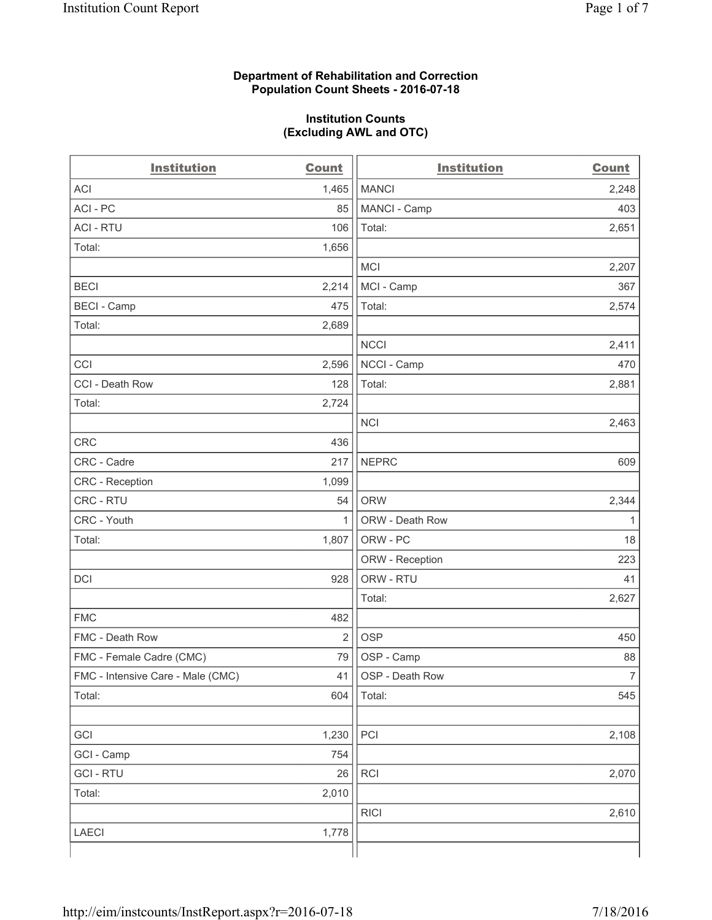**Department of Rehabilitation and Correction**
**Population Count Sheets - 2016-07-18**

**Institution Counts**
**(Excluding AWL and OTC)**

| Institution | Count |
|---|---|
| ACI | 1,465 |
| ACI - PC | 85 |
| ACI - RTU | 106 |
| Total: | 1,656 |
| | |
| BECI | 2,214 |
| BECI - Camp | 475 |
| Total: | 2,689 |
| | |
| CCI | 2,596 |
| CCI - Death Row | 128 |
| Total: | 2,724 |
| | |
| CRC | 436 |
| CRC - Cadre | 217 |
| CRC - Reception | 1,099 |
| CRC - RTU | 54 |
| CRC - Youth | 1 |
| Total: | 1,807 |
| | |
| DCI | 928 |
| | |
| FMC | 482 |
| FMC - Death Row | 2 |
| FMC - Female Cadre (CMC) | 79 |
| FMC - Intensive Care - Male (CMC) | 41 |
| Total: | 604 |
| | |
| GCI | 1,230 |
| GCI - Camp | 754 |
| GCI - RTU | 26 |
| Total: | 2,010 |
| | |
| LAECI | 1,778 |
| MANCI | 2,248 |
| MANCI - Camp | 403 |
| Total: | 2,651 |
| | |
| MCI | 2,207 |
| MCI - Camp | 367 |
| Total: | 2,574 |
| | |
| NCCI | 2,411 |
| NCCI - Camp | 470 |
| Total: | 2,881 |
| | |
| NCI | 2,463 |
| | |
| NEPRC | 609 |
| | |
| ORW | 2,344 |
| ORW - Death Row | 1 |
| ORW - PC | 18 |
| ORW - Reception | 223 |
| ORW - RTU | 41 |
| Total: | 2,627 |
| | |
| OSP | 450 |
| OSP - Camp | 88 |
| OSP - Death Row | 7 |
| Total: | 545 |
| | |
| PCI | 2,108 |
| | |
| RCI | 2,070 |
| | |
| RICI | 2,610 |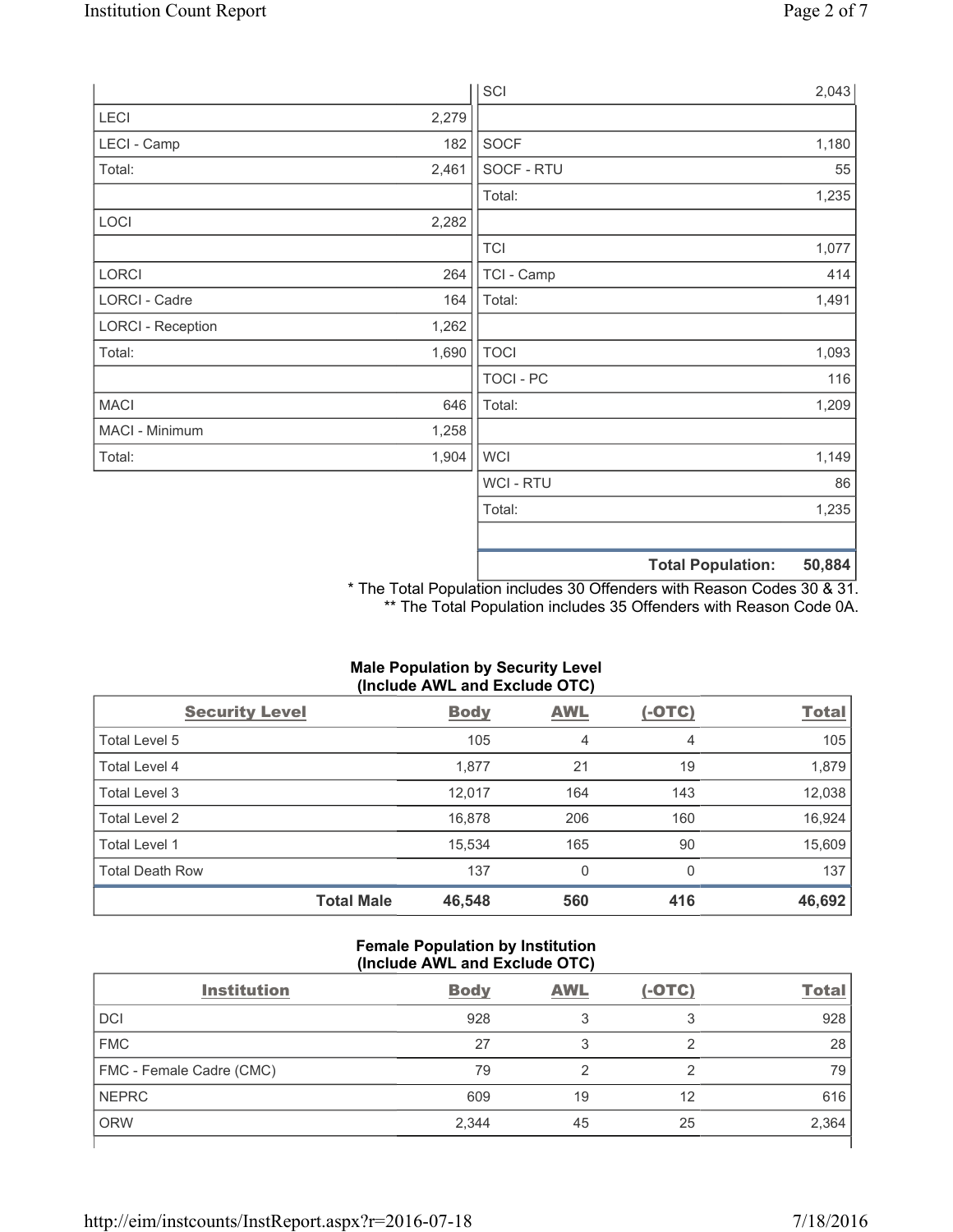| | | | |
|---|---|---|---|
| | | SCI | 2,043 |
| LECI | 2,279 | | |
| LECI - Camp | 182 | SOCF | 1,180 |
| Total: | 2,461 | SOCF - RTU | 55 |
| | | Total: | 1,235 |
| LOCI | 2,282 | | |
| | | TCI | 1,077 |
| LORCI | 264 | TCI - Camp | 414 |
| LORCI - Cadre | 164 | Total: | 1,491 |
| LORCI - Reception | 1,262 | | |
| Total: | 1,690 | TOCI | 1,093 |
| | | TOCI - PC | 116 |
| MACI | 646 | Total: | 1,209 |
| MACI - Minimum | 1,258 | | |
| Total: | 1,904 | WCI | 1,149 |
| | | WCI - RTU | 86 |
| | | Total: | 1,235 |
| | | | |
| | | **Total Population:** | **50,884** |

\* The Total Population includes 30 Offenders with Reason Codes 30 & 31.
\*\* The Total Population includes 35 Offenders with Reason Code 0A.

**Male Population by Security Level**
**(Include AWL and Exclude OTC)**

| Security Level | Body | AWL | (-OTC) | Total |
|---|---|---|---|---|
| Total Level 5 | 105 | 4 | 4 | 105 |
| Total Level 4 | 1,877 | 21 | 19 | 1,879 |
| Total Level 3 | 12,017 | 164 | 143 | 12,038 |
| Total Level 2 | 16,878 | 206 | 160 | 16,924 |
| Total Level 1 | 15,534 | 165 | 90 | 15,609 |
| Total Death Row | 137 | 0 | 0 | 137 |
| **Total Male** | **46,548** | **560** | **416** | **46,692** |

**Female Population by Institution**
**(Include AWL and Exclude OTC)**

| Institution | Body | AWL | (-OTC) | Total |
|---|---|---|---|---|
| DCI | 928 | 3 | 3 | 928 |
| FMC | 27 | 3 | 2 | 28 |
| FMC - Female Cadre (CMC) | 79 | 2 | 2 | 79 |
| NEPRC | 609 | 19 | 12 | 616 |
| ORW | 2,344 | 45 | 25 | 2,364 |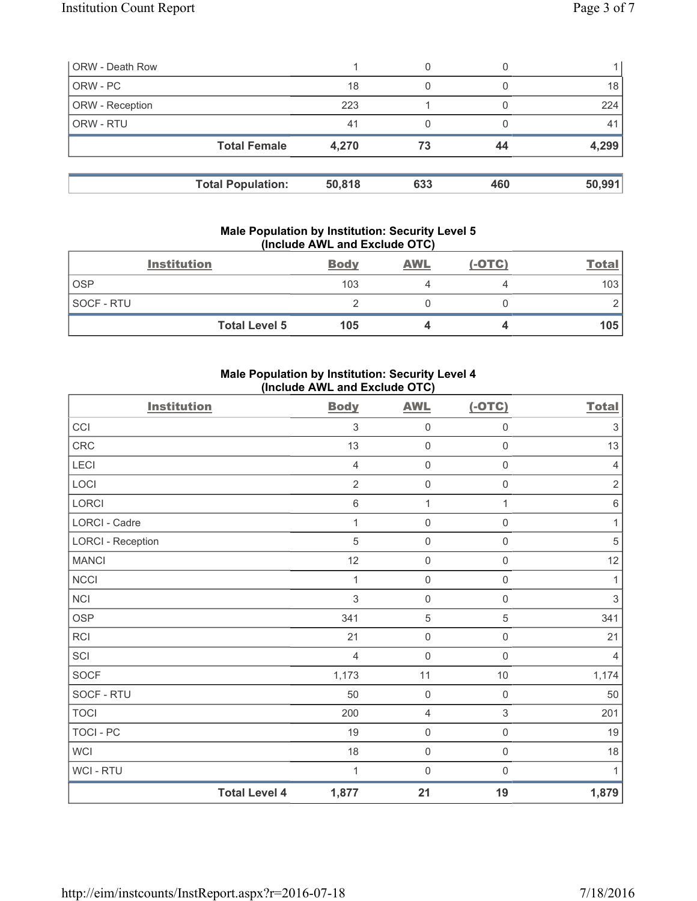| | Body | AWL | (-OTC) | Total |
|---|---|---|---|---|
| ORW - Death Row | 1 | 0 | 0 | 1 |
| ORW - PC | 18 | 0 | 0 | 18 |
| ORW - Reception | 223 | 1 | 0 | 224 |
| ORW - RTU | 41 | 0 | 0 | 41 |
| **Total Female** | **4,270** | **73** | **44** | **4,299** |

| | | | | |
|---|---|---|---|---|
| **Total Population:** | **50,818** | **633** | **460** | **50,991** |

### Male Population by Institution: Security Level 5 (Include AWL and Exclude OTC)

| Institution | Body | AWL | (-OTC) | Total |
|---|---|---|---|---|
| OSP | 103 | 4 | 4 | 103 |
| SOCF - RTU | 2 | 0 | 0 | 2 |
| **Total Level 5** | **105** | **4** | **4** | **105** |

### Male Population by Institution: Security Level 4 (Include AWL and Exclude OTC)

| Institution | Body | AWL | (-OTC) | Total |
|---|---|---|---|---|
| CCI | 3 | 0 | 0 | 3 |
| CRC | 13 | 0 | 0 | 13 |
| LECI | 4 | 0 | 0 | 4 |
| LOCI | 2 | 0 | 0 | 2 |
| LORCI | 6 | 1 | 1 | 6 |
| LORCI - Cadre | 1 | 0 | 0 | 1 |
| LORCI - Reception | 5 | 0 | 0 | 5 |
| MANCI | 12 | 0 | 0 | 12 |
| NCCI | 1 | 0 | 0 | 1 |
| NCI | 3 | 0 | 0 | 3 |
| OSP | 341 | 5 | 5 | 341 |
| RCI | 21 | 0 | 0 | 21 |
| SCI | 4 | 0 | 0 | 4 |
| SOCF | 1,173 | 11 | 10 | 1,174 |
| SOCF - RTU | 50 | 0 | 0 | 50 |
| TOCI | 200 | 4 | 3 | 201 |
| TOCI - PC | 19 | 0 | 0 | 19 |
| WCI | 18 | 0 | 0 | 18 |
| WCI - RTU | 1 | 0 | 0 | 1 |
| **Total Level 4** | **1,877** | **21** | **19** | **1,879** |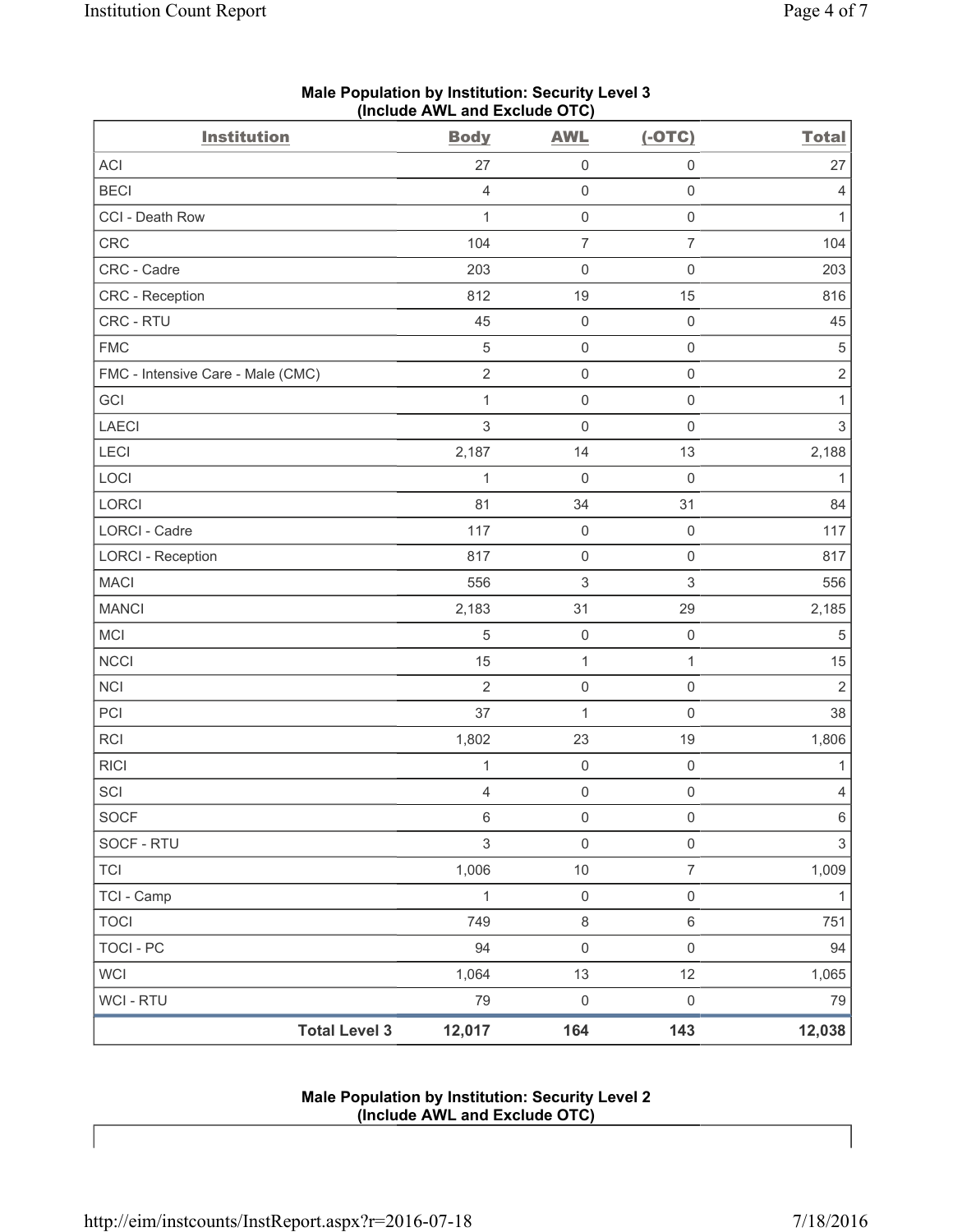## Male Population by Institution: Security Level 3 (Include AWL and Exclude OTC)

| Institution | Body | AWL | (-OTC) | Total |
|---|---|---|---|---|
| ACI | 27 | 0 | 0 | 27 |
| BECI | 4 | 0 | 0 | 4 |
| CCI - Death Row | 1 | 0 | 0 | 1 |
| CRC | 104 | 7 | 7 | 104 |
| CRC - Cadre | 203 | 0 | 0 | 203 |
| CRC - Reception | 812 | 19 | 15 | 816 |
| CRC - RTU | 45 | 0 | 0 | 45 |
| FMC | 5 | 0 | 0 | 5 |
| FMC - Intensive Care - Male (CMC) | 2 | 0 | 0 | 2 |
| GCI | 1 | 0 | 0 | 1 |
| LAECI | 3 | 0 | 0 | 3 |
| LECI | 2,187 | 14 | 13 | 2,188 |
| LOCI | 1 | 0 | 0 | 1 |
| LORCI | 81 | 34 | 31 | 84 |
| LORCI - Cadre | 117 | 0 | 0 | 117 |
| LORCI - Reception | 817 | 0 | 0 | 817 |
| MACI | 556 | 3 | 3 | 556 |
| MANCI | 2,183 | 31 | 29 | 2,185 |
| MCI | 5 | 0 | 0 | 5 |
| NCCI | 15 | 1 | 1 | 15 |
| NCI | 2 | 0 | 0 | 2 |
| PCI | 37 | 1 | 0 | 38 |
| RCI | 1,802 | 23 | 19 | 1,806 |
| RICI | 1 | 0 | 0 | 1 |
| SCI | 4 | 0 | 0 | 4 |
| SOCF | 6 | 0 | 0 | 6 |
| SOCF - RTU | 3 | 0 | 0 | 3 |
| TCI | 1,006 | 10 | 7 | 1,009 |
| TCI - Camp | 1 | 0 | 0 | 1 |
| TOCI | 749 | 8 | 6 | 751 |
| TOCI - PC | 94 | 0 | 0 | 94 |
| WCI | 1,064 | 13 | 12 | 1,065 |
| WCI - RTU | 79 | 0 | 0 | 79 |
| Total Level 3 | 12,017 | 164 | 143 | 12,038 |

## Male Population by Institution: Security Level 2 (Include AWL and Exclude OTC)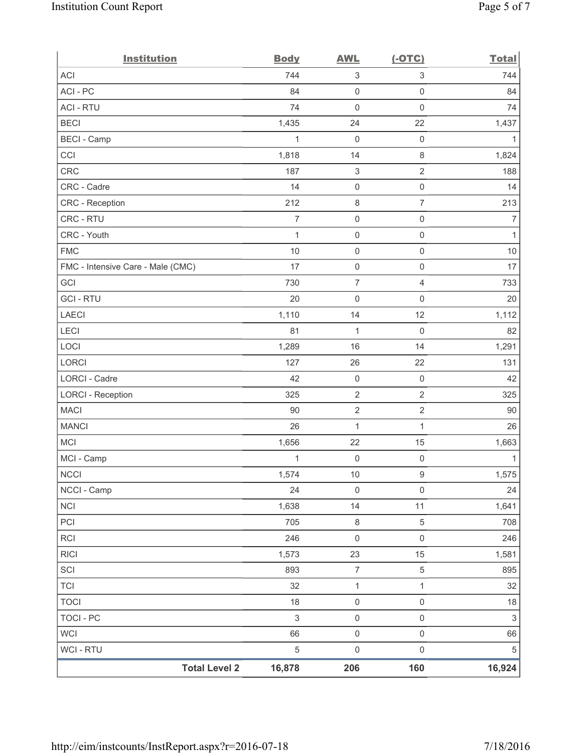| Institution | Body | AWL | (-OTC) | Total |
|---|---|---|---|---|
| ACI | 744 | 3 | 3 | 744 |
| ACI - PC | 84 | 0 | 0 | 84 |
| ACI - RTU | 74 | 0 | 0 | 74 |
| BECI | 1,435 | 24 | 22 | 1,437 |
| BECI - Camp | 1 | 0 | 0 | 1 |
| CCI | 1,818 | 14 | 8 | 1,824 |
| CRC | 187 | 3 | 2 | 188 |
| CRC - Cadre | 14 | 0 | 0 | 14 |
| CRC - Reception | 212 | 8 | 7 | 213 |
| CRC - RTU | 7 | 0 | 0 | 7 |
| CRC - Youth | 1 | 0 | 0 | 1 |
| FMC | 10 | 0 | 0 | 10 |
| FMC - Intensive Care - Male (CMC) | 17 | 0 | 0 | 17 |
| GCI | 730 | 7 | 4 | 733 |
| GCI - RTU | 20 | 0 | 0 | 20 |
| LAECI | 1,110 | 14 | 12 | 1,112 |
| LECI | 81 | 1 | 0 | 82 |
| LOCI | 1,289 | 16 | 14 | 1,291 |
| LORCI | 127 | 26 | 22 | 131 |
| LORCI - Cadre | 42 | 0 | 0 | 42 |
| LORCI - Reception | 325 | 2 | 2 | 325 |
| MACI | 90 | 2 | 2 | 90 |
| MANCI | 26 | 1 | 1 | 26 |
| MCI | 1,656 | 22 | 15 | 1,663 |
| MCI - Camp | 1 | 0 | 0 | 1 |
| NCCI | 1,574 | 10 | 9 | 1,575 |
| NCCI - Camp | 24 | 0 | 0 | 24 |
| NCI | 1,638 | 14 | 11 | 1,641 |
| PCI | 705 | 8 | 5 | 708 |
| RCI | 246 | 0 | 0 | 246 |
| RICI | 1,573 | 23 | 15 | 1,581 |
| SCI | 893 | 7 | 5 | 895 |
| TCI | 32 | 1 | 1 | 32 |
| TOCI | 18 | 0 | 0 | 18 |
| TOCI - PC | 3 | 0 | 0 | 3 |
| WCI | 66 | 0 | 0 | 66 |
| WCI - RTU | 5 | 0 | 0 | 5 |
| **Total Level 2** | **16,878** | **206** | **160** | **16,924** |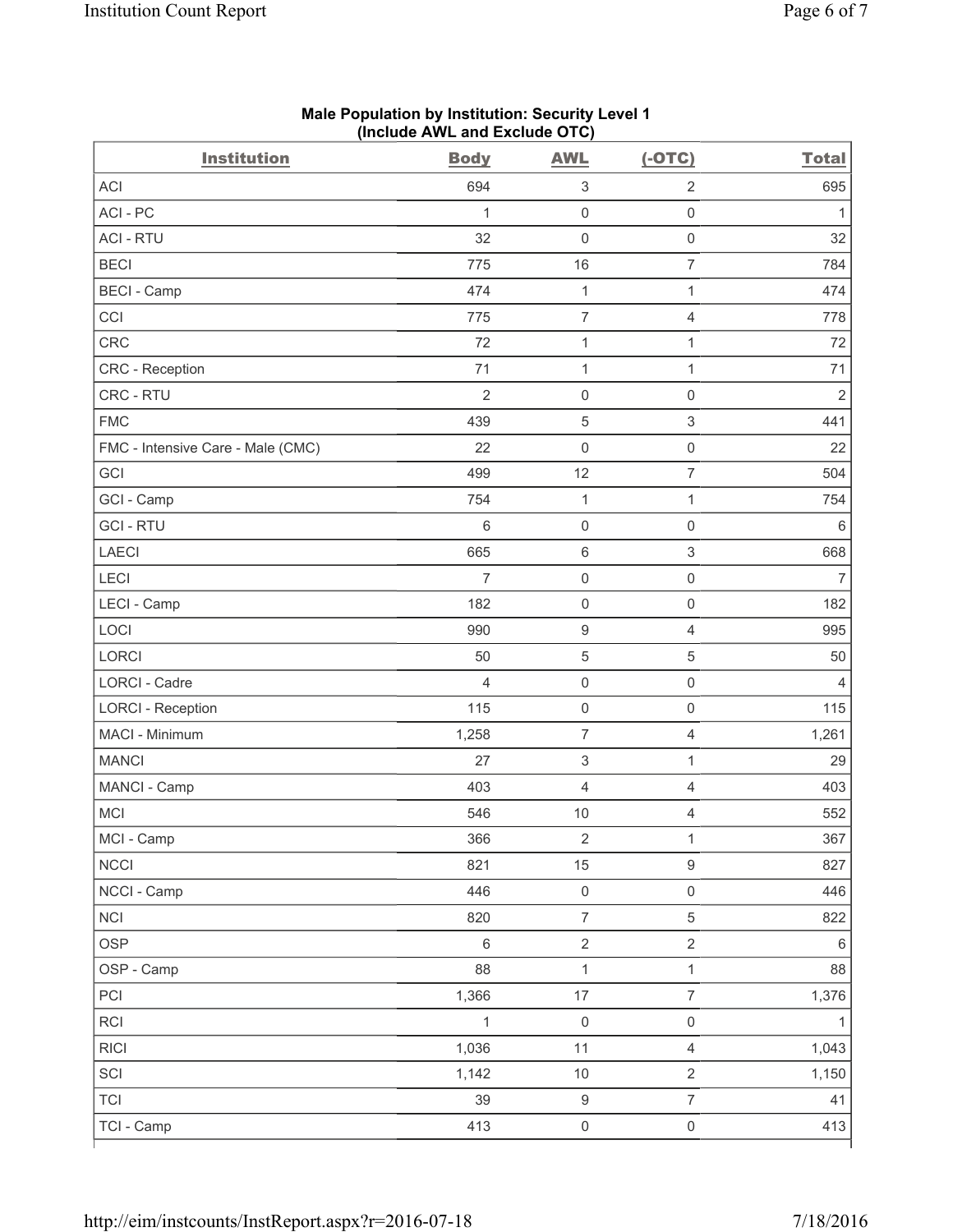**Male Population by Institution: Security Level 1 (Include AWL and Exclude OTC)**

| Institution | Body | AWL | (-OTC) | Total |
|---|---|---|---|---|
| ACI | 694 | 3 | 2 | 695 |
| ACI - PC | 1 | 0 | 0 | 1 |
| ACI - RTU | 32 | 0 | 0 | 32 |
| BECI | 775 | 16 | 7 | 784 |
| BECI - Camp | 474 | 1 | 1 | 474 |
| CCI | 775 | 7 | 4 | 778 |
| CRC | 72 | 1 | 1 | 72 |
| CRC - Reception | 71 | 1 | 1 | 71 |
| CRC - RTU | 2 | 0 | 0 | 2 |
| FMC | 439 | 5 | 3 | 441 |
| FMC - Intensive Care - Male (CMC) | 22 | 0 | 0 | 22 |
| GCI | 499 | 12 | 7 | 504 |
| GCI - Camp | 754 | 1 | 1 | 754 |
| GCI - RTU | 6 | 0 | 0 | 6 |
| LAECI | 665 | 6 | 3 | 668 |
| LECI | 7 | 0 | 0 | 7 |
| LECI - Camp | 182 | 0 | 0 | 182 |
| LOCI | 990 | 9 | 4 | 995 |
| LORCI | 50 | 5 | 5 | 50 |
| LORCI - Cadre | 4 | 0 | 0 | 4 |
| LORCI - Reception | 115 | 0 | 0 | 115 |
| MACI - Minimum | 1,258 | 7 | 4 | 1,261 |
| MANCI | 27 | 3 | 1 | 29 |
| MANCI - Camp | 403 | 4 | 4 | 403 |
| MCI | 546 | 10 | 4 | 552 |
| MCI - Camp | 366 | 2 | 1 | 367 |
| NCCI | 821 | 15 | 9 | 827 |
| NCCI - Camp | 446 | 0 | 0 | 446 |
| NCI | 820 | 7 | 5 | 822 |
| OSP | 6 | 2 | 2 | 6 |
| OSP - Camp | 88 | 1 | 1 | 88 |
| PCI | 1,366 | 17 | 7 | 1,376 |
| RCI | 1 | 0 | 0 | 1 |
| RICI | 1,036 | 11 | 4 | 1,043 |
| SCI | 1,142 | 10 | 2 | 1,150 |
| TCI | 39 | 9 | 7 | 41 |
| TCI - Camp | 413 | 0 | 0 | 413 |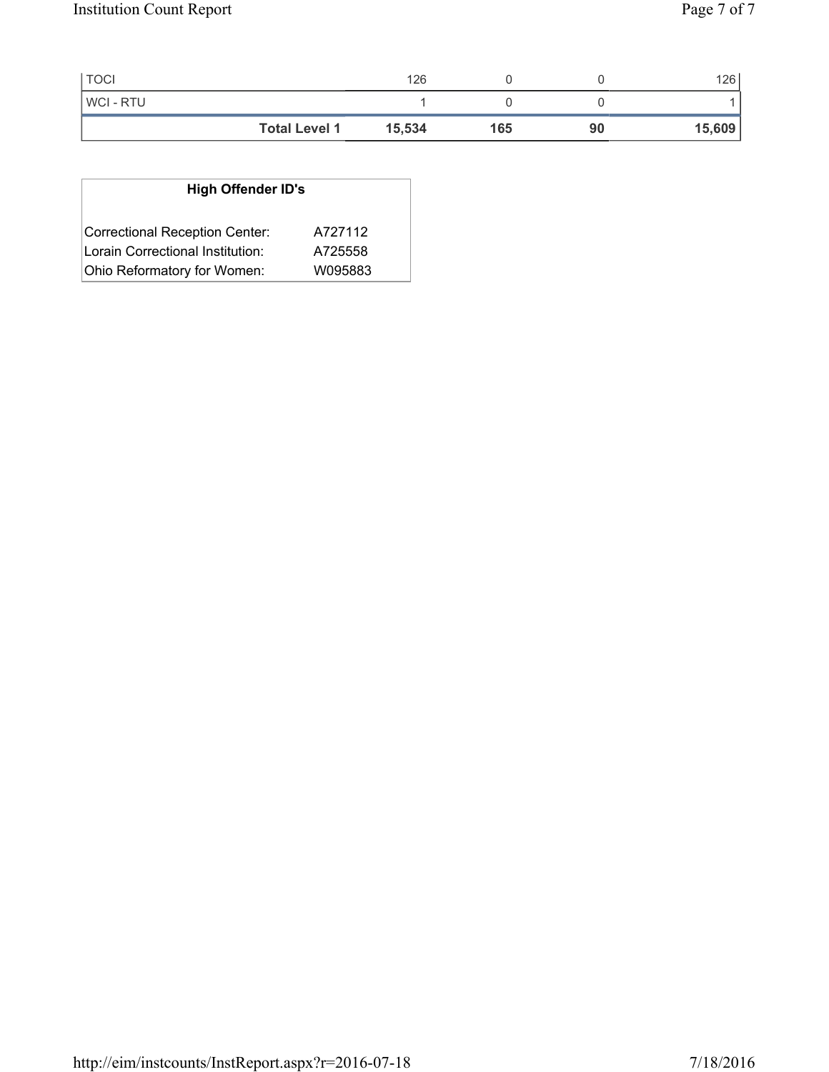| | | | | |
|---|---|---|---|---|
| TOCI | 126 | 0 | 0 | 126 |
| WCI - RTU | 1 | 0 | 0 | 1 |
| **Total Level 1** | **15,534** | **165** | **90** | **15,609** |

| High Offender ID's | |
|---|---|
| Correctional Reception Center: | A727112 |
| Lorain Correctional Institution: | A725558 |
| Ohio Reformatory for Women: | W095883 |